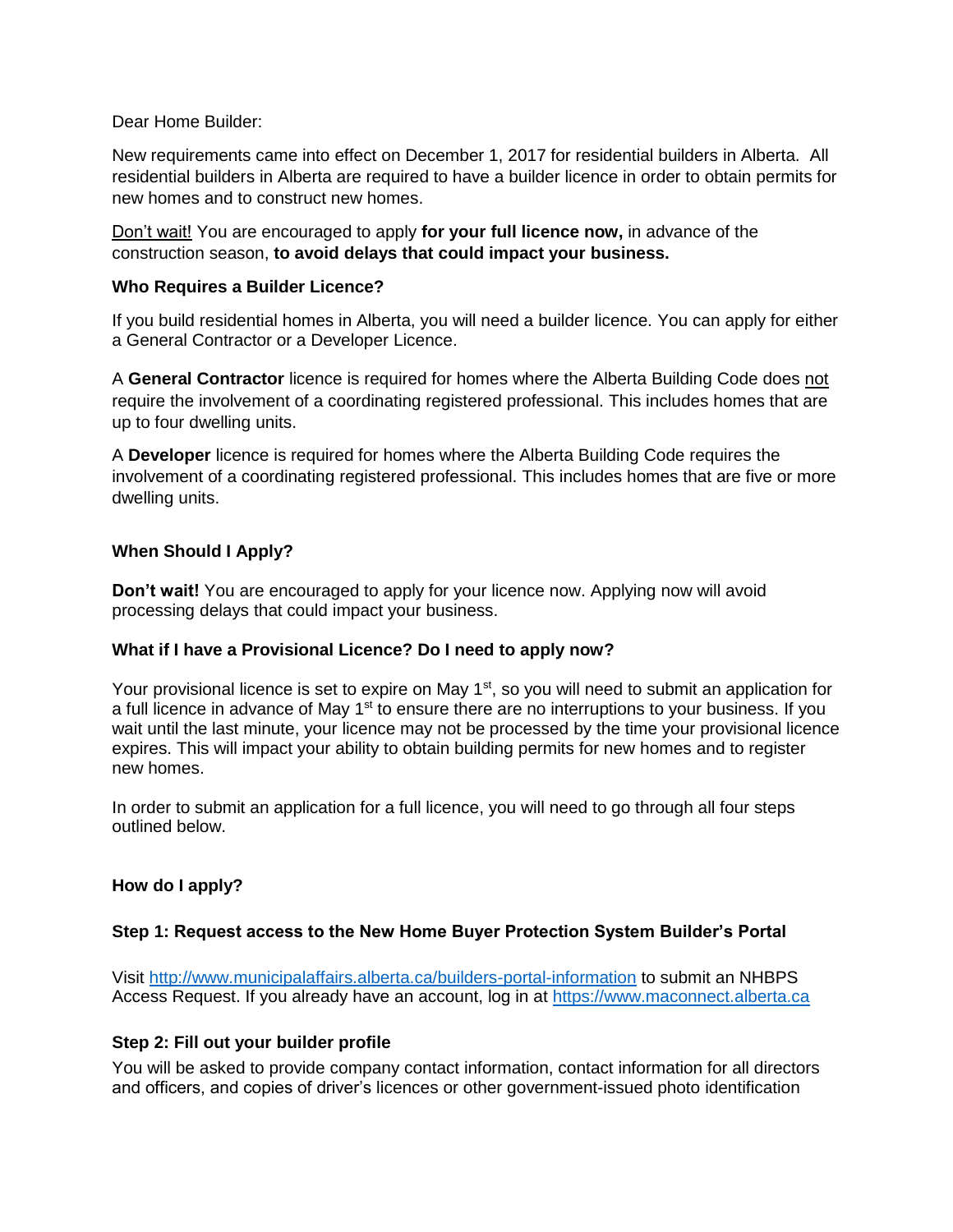Dear Home Builder:

New requirements came into effect on December 1, 2017 for residential builders in Alberta. All residential builders in Alberta are required to have a builder licence in order to obtain permits for new homes and to construct new homes.

Don't wait! You are encouraged to apply **for your full licence now,** in advance of the construction season, **to avoid delays that could impact your business.**

### Who Requires a Builder Licence?

If you build residential homes in Alberta, you will need a builder licence. You can apply for either a General Contractor or a Developer Licence.

A **General Contractor** licence is required for homes where the Alberta Building Code does not require the involvement of a coordinating registered professional. This includes homes that are up to four dwelling units.

A **Developer** licence is required for homes where the Alberta Building Code requires the involvement of a coordinating registered professional. This includes homes that are five or more dwelling units.

### When Should I Apply?

**Don't wait!** You are encouraged to apply for your licence now. Applying now will avoid processing delays that could impact your business.

### What if I have a Provisional Licence? Do I need to apply now?

Your provisional licence is set to expire on May 1st, so you will need to submit an application for a full licence in advance of May 1st to ensure there are no interruptions to your business. If you wait until the last minute, your licence may not be processed by the time your provisional licence expires. This will impact your ability to obtain building permits for new homes and to register new homes.

In order to submit an application for a full licence, you will need to go through all four steps outlined below.

### How do I apply?

#### Step 1: Request access to the New Home Buyer Protection System Builder's Portal

Visit [http://www.municipalaffairs.alberta.ca/builders-portal-information](http://www.municipalaffairs.alberta.ca/builders-portal-information) to submit an NHBPS Access Request. If you already have an account, log in at [https://www.maconnect.alberta.ca](https://www.maconnect.alberta.ca)

#### Step 2: Fill out your builder profile

You will be asked to provide company contact information, contact information for all directors and officers, and copies of driver's licences or other government-issued photo identification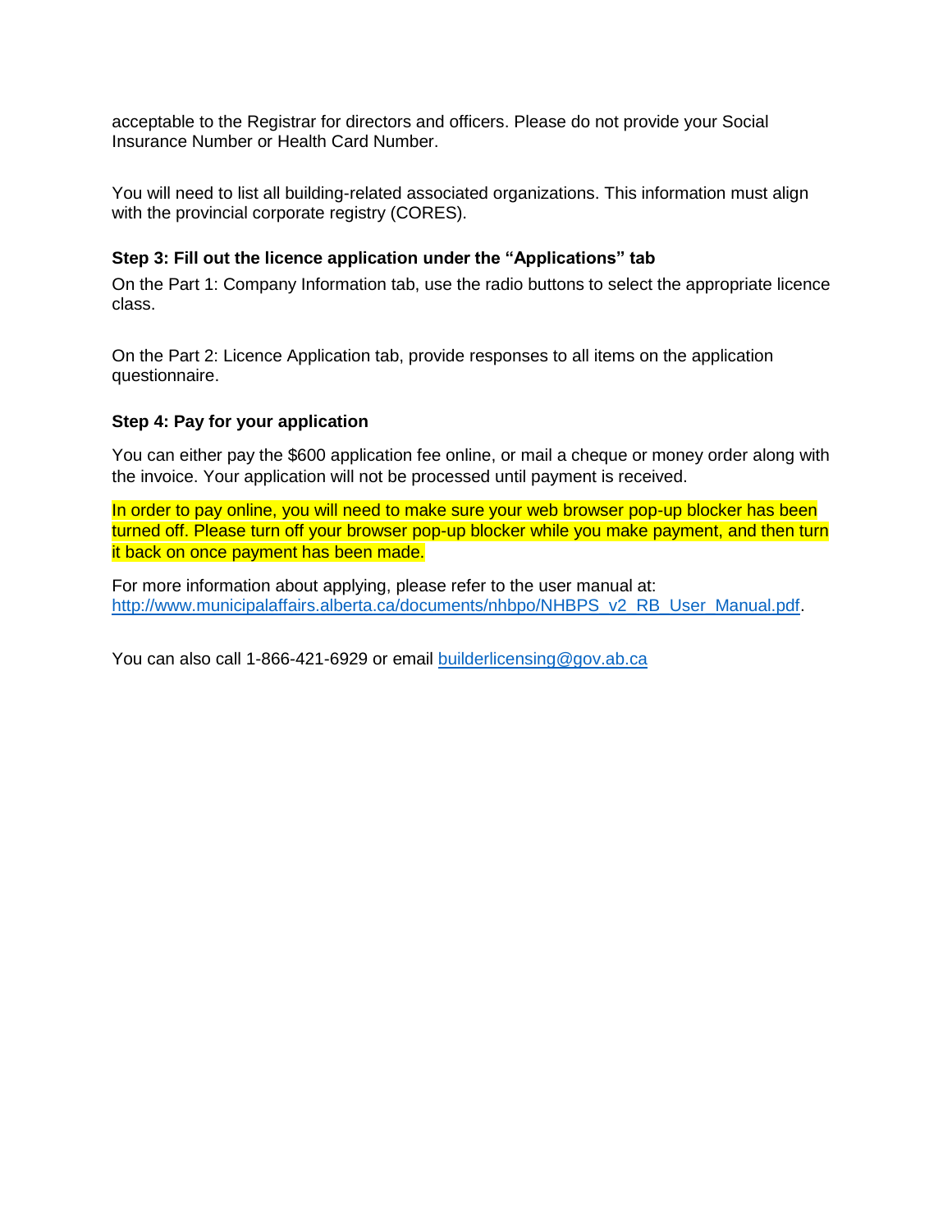acceptable to the Registrar for directors and officers. Please do not provide your Social Insurance Number or Health Card Number.

You will need to list all building-related associated organizations. This information must align with the provincial corporate registry (CORES).

**Step 3: Fill out the licence application under the "Applications" tab**

On the Part 1: Company Information tab, use the radio buttons to select the appropriate licence class.

On the Part 2: Licence Application tab, provide responses to all items on the application questionnaire.

**Step 4: Pay for your application**

You can either pay the $600 application fee online, or mail a cheque or money order along with the invoice. Your application will not be processed until payment is received.

In order to pay online, you will need to make sure your web browser pop-up blocker has been turned off. Please turn off your browser pop-up blocker while you make payment, and then turn it back on once payment has been made.

For more information about applying, please refer to the user manual at: [http://www.municipalaffairs.alberta.ca/documents/nhbpo/NHBPS_v2_RB_User_Manual.pdf](http://www.municipalaffairs.alberta.ca/documents/nhbpo/NHBPS_v2_RB_User_Manual.pdf).

You can also call 1-866-421-6929 or email [builderlicensing@gov.ab.ca](mailto:builderlicensing@gov.ab.ca)